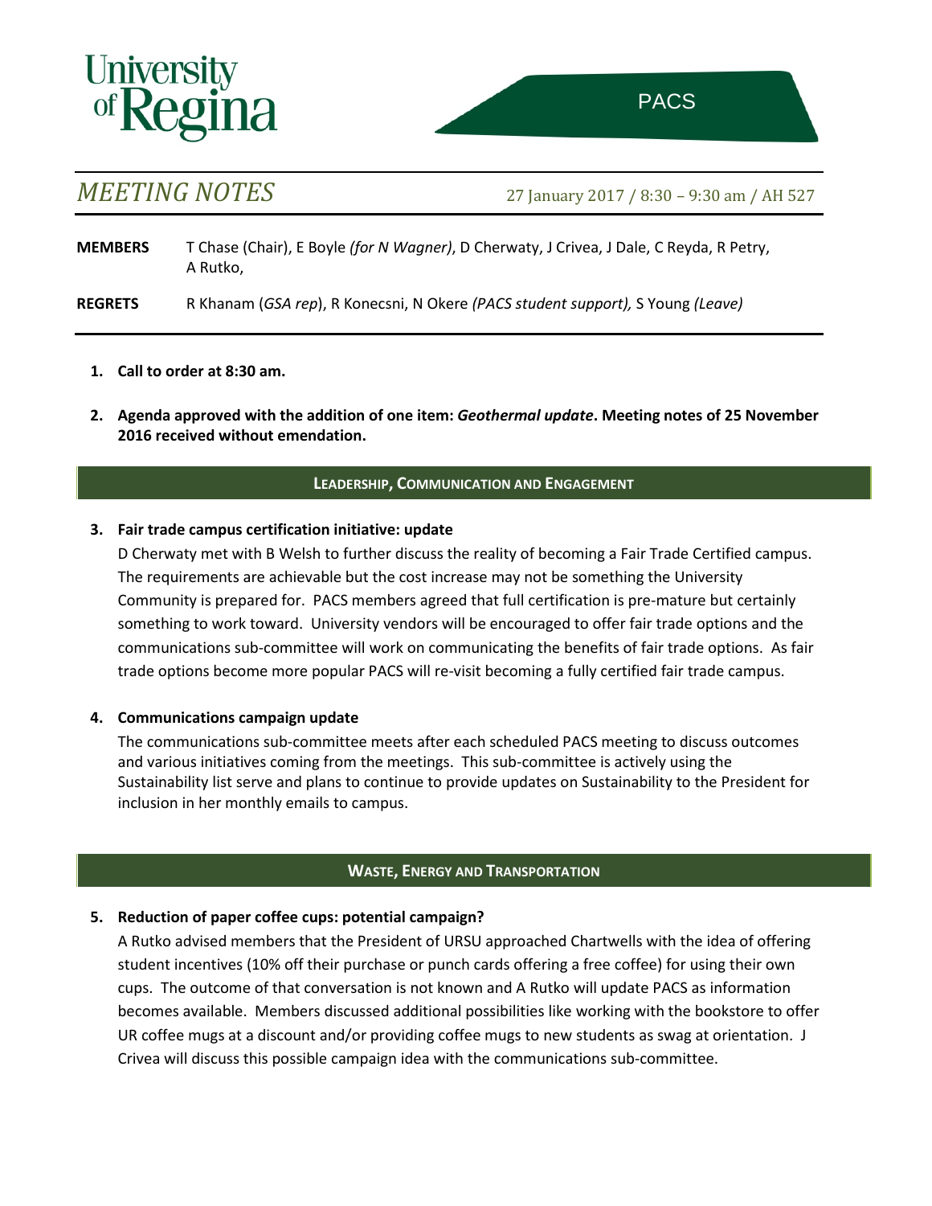University of Regina

PACS

# MEETING NOTES

27 January 2017 / 8:30 – 9:30 am / AH 527

**MEMBERS** T Chase (Chair), E Boyle *(for N Wagner)*, D Cherwaty, J Crivea, J Dale, C Reyda, R Petry, A Rutko,

**REGRETS** R Khanam (*GSA rep*), R Konecsni, N Okere *(PACS student support),* S Young *(Leave)*

1. **Call to order at 8:30 am.**

2. **Agenda approved with the addition of one item: *Geothermal update*. Meeting notes of 25 November 2016 received without emendation.**

## LEADERSHIP, COMMUNICATION AND ENGAGEMENT

3. **Fair trade campus certification initiative: update**

   D Cherwaty met with B Welsh to further discuss the reality of becoming a Fair Trade Certified campus. The requirements are achievable but the cost increase may not be something the University Community is prepared for. PACS members agreed that full certification is pre-mature but certainly something to work toward. University vendors will be encouraged to offer fair trade options and the communications sub-committee will work on communicating the benefits of fair trade options. As fair trade options become more popular PACS will re-visit becoming a fully certified fair trade campus.

4. **Communications campaign update**

   The communications sub-committee meets after each scheduled PACS meeting to discuss outcomes and various initiatives coming from the meetings. This sub-committee is actively using the Sustainability list serve and plans to continue to provide updates on Sustainability to the President for inclusion in her monthly emails to campus.

## WASTE, ENERGY AND TRANSPORTATION

5. **Reduction of paper coffee cups: potential campaign?**

   A Rutko advised members that the President of URSU approached Chartwells with the idea of offering student incentives (10% off their purchase or punch cards offering a free coffee) for using their own cups. The outcome of that conversation is not known and A Rutko will update PACS as information becomes available. Members discussed additional possibilities like working with the bookstore to offer UR coffee mugs at a discount and/or providing coffee mugs to new students as swag at orientation. J Crivea will discuss this possible campaign idea with the communications sub-committee.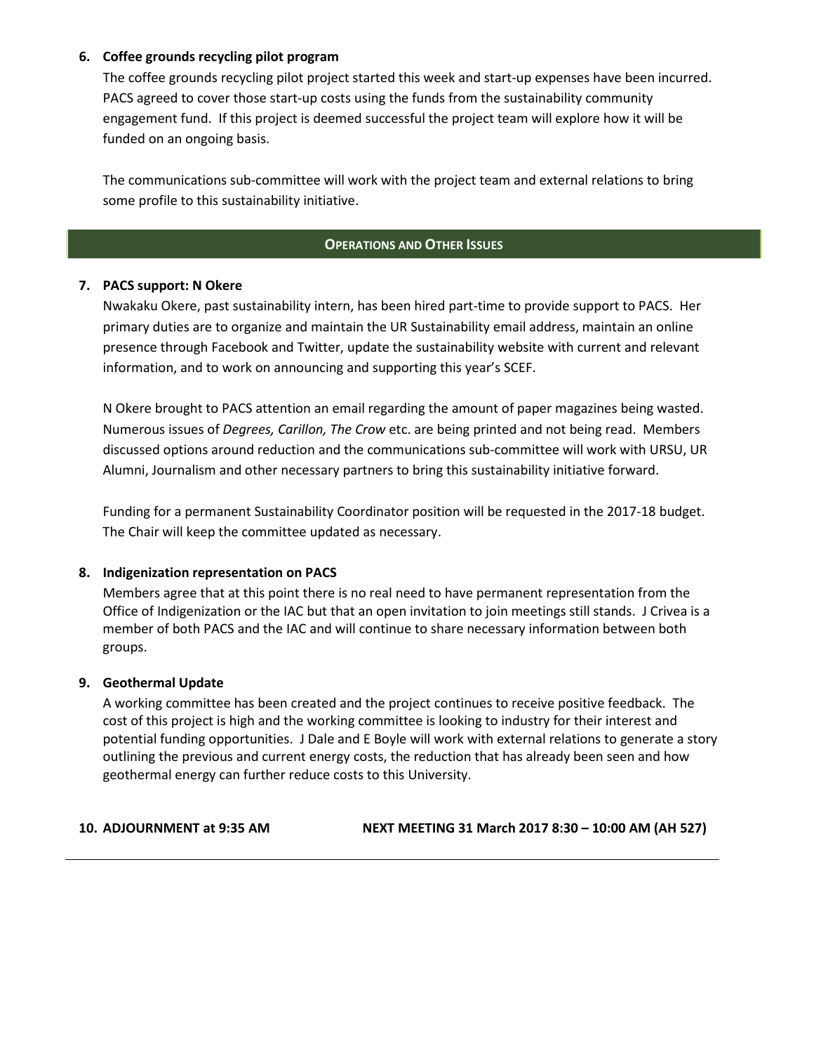**6. Coffee grounds recycling pilot program**

The coffee grounds recycling pilot project started this week and start-up expenses have been incurred. PACS agreed to cover those start-up costs using the funds from the sustainability community engagement fund. If this project is deemed successful the project team will explore how it will be funded on an ongoing basis.

The communications sub-committee will work with the project team and external relations to bring some profile to this sustainability initiative.

## OPERATIONS AND OTHER ISSUES

**7. PACS support: N Okere**

Nwakaku Okere, past sustainability intern, has been hired part-time to provide support to PACS. Her primary duties are to organize and maintain the UR Sustainability email address, maintain an online presence through Facebook and Twitter, update the sustainability website with current and relevant information, and to work on announcing and supporting this year's SCEF.

N Okere brought to PACS attention an email regarding the amount of paper magazines being wasted. Numerous issues of *Degrees, Carillon, The Crow* etc. are being printed and not being read. Members discussed options around reduction and the communications sub-committee will work with URSU, UR Alumni, Journalism and other necessary partners to bring this sustainability initiative forward.

Funding for a permanent Sustainability Coordinator position will be requested in the 2017-18 budget. The Chair will keep the committee updated as necessary.

**8. Indigenization representation on PACS**

Members agree that at this point there is no real need to have permanent representation from the Office of Indigenization or the IAC but that an open invitation to join meetings still stands. J Crivea is a member of both PACS and the IAC and will continue to share necessary information between both groups.

**9. Geothermal Update**

A working committee has been created and the project continues to receive positive feedback. The cost of this project is high and the working committee is looking to industry for their interest and potential funding opportunities. J Dale and E Boyle will work with external relations to generate a story outlining the previous and current energy costs, the reduction that has already been seen and how geothermal energy can further reduce costs to this University.

**10. ADJOURNMENT at 9:35 AM** **NEXT MEETING 31 March 2017 8:30 – 10:00 AM (AH 527)**